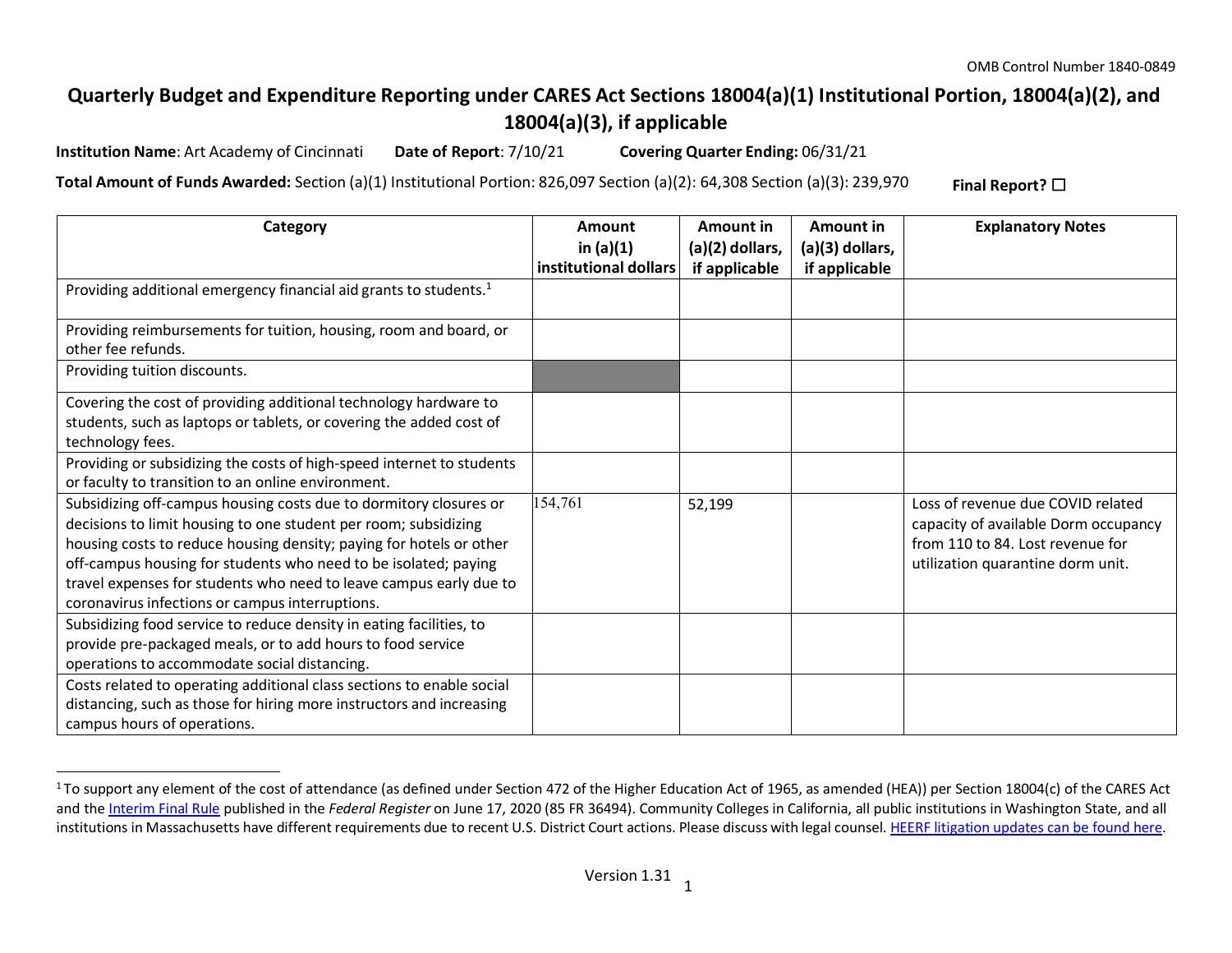OMB Control Number 1840-0849

# Quarterly Budget and Expenditure Reporting under CARES Act Sections 18004(a)(1) Institutional Portion, 18004(a)(2), and 18004(a)(3), if applicable

**Institution Name**: Art Academy of Cincinnati **Date of Report**: 7/10/21 **Covering Quarter Ending:** 06/31/21

**Total Amount of Funds Awarded:** Section (a)(1) Institutional Portion: 826,097 Section (a)(2): 64,308 Section (a)(3): 239,970 **Final Report?** ☐

| Category | Amount in (a)(1) institutional dollars | Amount in (a)(2) dollars, if applicable | Amount in (a)(3) dollars, if applicable | Explanatory Notes |
|---|---|---|---|---|
| Providing additional emergency financial aid grants to students.[1] | | | | |
| Providing reimbursements for tuition, housing, room and board, or other fee refunds. | | | | |
| Providing tuition discounts. | | | | |
| Covering the cost of providing additional technology hardware to students, such as laptops or tablets, or covering the added cost of technology fees. | | | | |
| Providing or subsidizing the costs of high-speed internet to students or faculty to transition to an online environment. | | | | |
| Subsidizing off-campus housing costs due to dormitory closures or decisions to limit housing to one student per room; subsidizing housing costs to reduce housing density; paying for hotels or other off-campus housing for students who need to be isolated; paying travel expenses for students who need to leave campus early due to coronavirus infections or campus interruptions. | 154,761 | 52,199 | | Loss of revenue due COVID related capacity of available Dorm occupancy from 110 to 84. Lost revenue for utilization quarantine dorm unit. |
| Subsidizing food service to reduce density in eating facilities, to provide pre-packaged meals, or to add hours to food service operations to accommodate social distancing. | | | | |
| Costs related to operating additional class sections to enable social distancing, such as those for hiring more instructors and increasing campus hours of operations. | | | | |

[1] To support any element of the cost of attendance (as defined under Section 472 of the Higher Education Act of 1965, as amended (HEA)) per Section 18004(c) of the CARES Act and the Interim Final Rule published in the *Federal Register* on June 17, 2020 (85 FR 36494). Community Colleges in California, all public institutions in Washington State, and all institutions in Massachusetts have different requirements due to recent U.S. District Court actions. Please discuss with legal counsel. HEERF litigation updates can be found here.

Version 1.31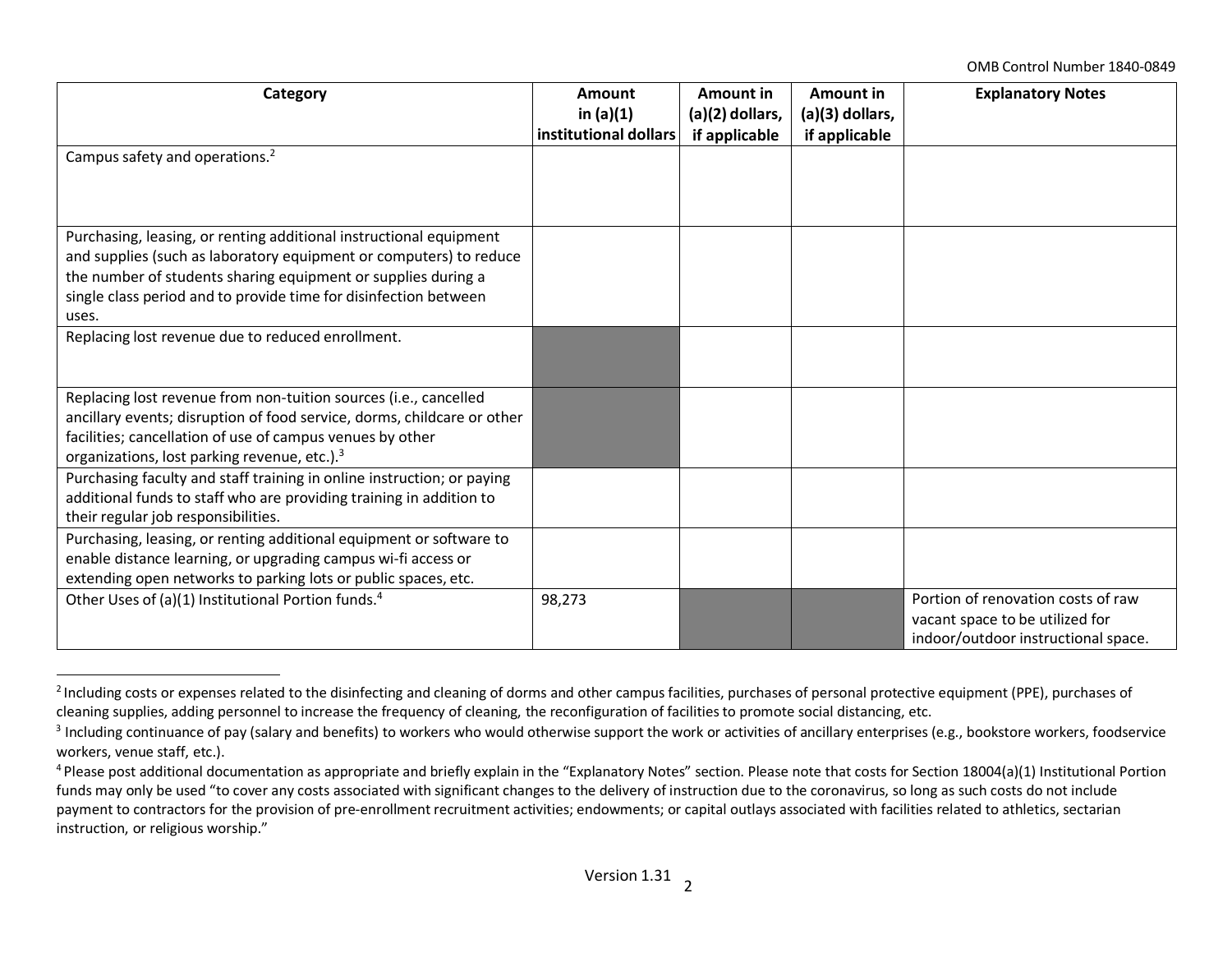| Category | Amount in (a)(1) institutional dollars | Amount in (a)(2) dollars, if applicable | Amount in (a)(3) dollars, if applicable | Explanatory Notes |
|---|---|---|---|---|
| Campus safety and operations.[2] | | | | |
| Purchasing, leasing, or renting additional instructional equipment and supplies (such as laboratory equipment or computers) to reduce the number of students sharing equipment or supplies during a single class period and to provide time for disinfection between uses. | | | | |
| Replacing lost revenue due to reduced enrollment. | | | | |
| Replacing lost revenue from non-tuition sources (i.e., cancelled ancillary events; disruption of food service, dorms, childcare or other facilities; cancellation of use of campus venues by other organizations, lost parking revenue, etc.).[3] | | | | |
| Purchasing faculty and staff training in online instruction; or paying additional funds to staff who are providing training in addition to their regular job responsibilities. | | | | |
| Purchasing, leasing, or renting additional equipment or software to enable distance learning, or upgrading campus wi-fi access or extending open networks to parking lots or public spaces, etc. | | | | |
| Other Uses of (a)(1) Institutional Portion funds.[4] | 98,273 | | | Portion of renovation costs of raw vacant space to be utilized for indoor/outdoor instructional space. |

[2] Including costs or expenses related to the disinfecting and cleaning of dorms and other campus facilities, purchases of personal protective equipment (PPE), purchases of cleaning supplies, adding personnel to increase the frequency of cleaning, the reconfiguration of facilities to promote social distancing, etc.

[3] Including continuance of pay (salary and benefits) to workers who would otherwise support the work or activities of ancillary enterprises (e.g., bookstore workers, foodservice workers, venue staff, etc.).

[4] Please post additional documentation as appropriate and briefly explain in the "Explanatory Notes" section. Please note that costs for Section 18004(a)(1) Institutional Portion funds may only be used "to cover any costs associated with significant changes to the delivery of instruction due to the coronavirus, so long as such costs do not include payment to contractors for the provision of pre-enrollment recruitment activities; endowments; or capital outlays associated with facilities related to athletics, sectarian instruction, or religious worship."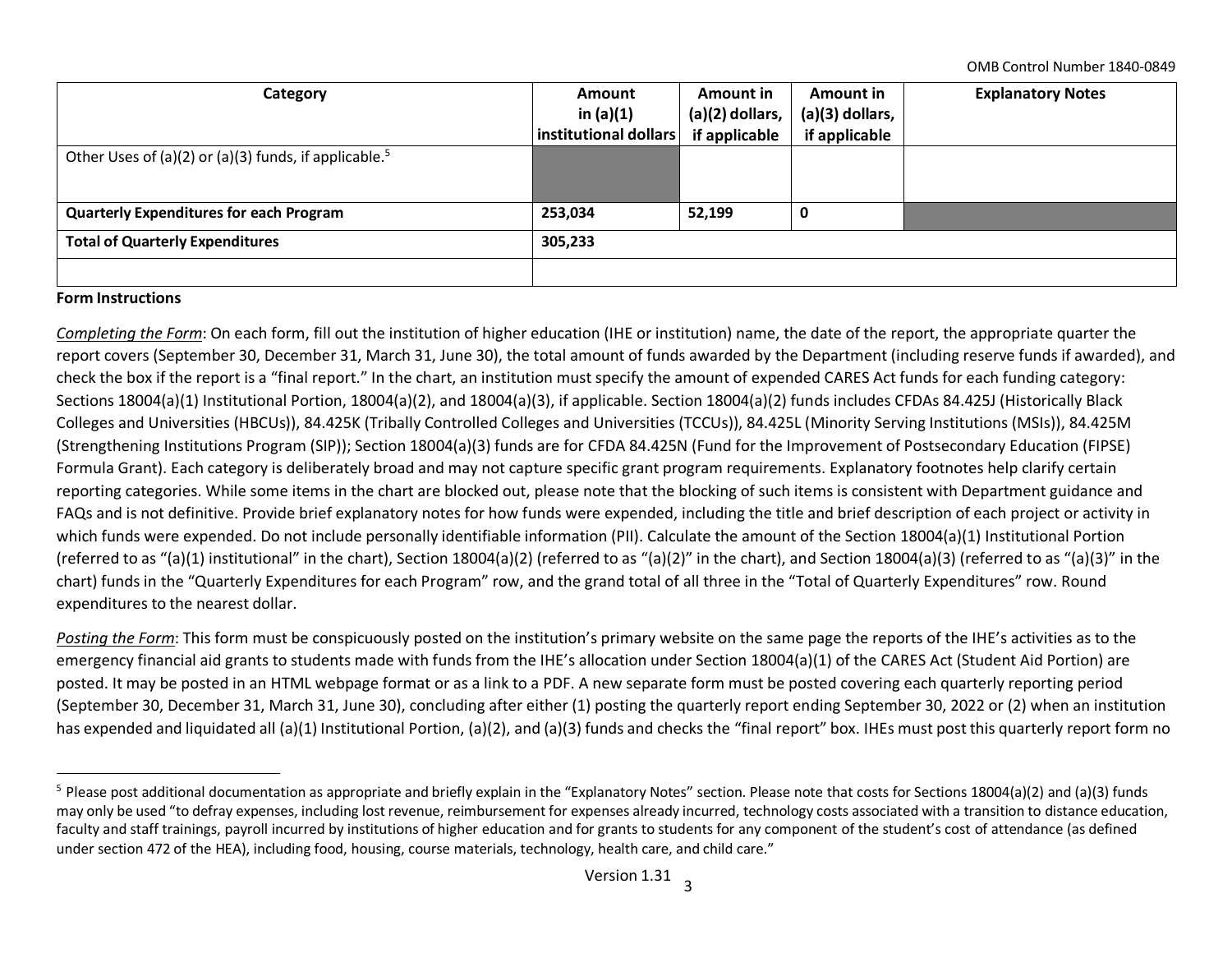| Category | Amount in (a)(1) institutional dollars | Amount in (a)(2) dollars, if applicable | Amount in (a)(3) dollars, if applicable | Explanatory Notes |
|---|---|---|---|---|
| Other Uses of (a)(2) or (a)(3) funds, if applicable.[5] | | | | |
| **Quarterly Expenditures for each Program** | **253,034** | **52,199** | **0** | |
| **Total of Quarterly Expenditures** | **305,233** | | | |
| | | | | |

**Form Instructions**

*Completing the Form*: On each form, fill out the institution of higher education (IHE or institution) name, the date of the report, the appropriate quarter the report covers (September 30, December 31, March 31, June 30), the total amount of funds awarded by the Department (including reserve funds if awarded), and check the box if the report is a "final report." In the chart, an institution must specify the amount of expended CARES Act funds for each funding category: Sections 18004(a)(1) Institutional Portion, 18004(a)(2), and 18004(a)(3), if applicable. Section 18004(a)(2) funds includes CFDAs 84.425J (Historically Black Colleges and Universities (HBCUs)), 84.425K (Tribally Controlled Colleges and Universities (TCCUs)), 84.425L (Minority Serving Institutions (MSIs)), 84.425M (Strengthening Institutions Program (SIP)); Section 18004(a)(3) funds are for CFDA 84.425N (Fund for the Improvement of Postsecondary Education (FIPSE) Formula Grant). Each category is deliberately broad and may not capture specific grant program requirements. Explanatory footnotes help clarify certain reporting categories. While some items in the chart are blocked out, please note that the blocking of such items is consistent with Department guidance and FAQs and is not definitive. Provide brief explanatory notes for how funds were expended, including the title and brief description of each project or activity in which funds were expended. Do not include personally identifiable information (PII). Calculate the amount of the Section 18004(a)(1) Institutional Portion (referred to as "(a)(1) institutional" in the chart), Section 18004(a)(2) (referred to as "(a)(2)" in the chart), and Section 18004(a)(3) (referred to as "(a)(3)" in the chart) funds in the "Quarterly Expenditures for each Program" row, and the grand total of all three in the "Total of Quarterly Expenditures" row. Round expenditures to the nearest dollar.

*Posting the Form*: This form must be conspicuously posted on the institution's primary website on the same page the reports of the IHE's activities as to the emergency financial aid grants to students made with funds from the IHE's allocation under Section 18004(a)(1) of the CARES Act (Student Aid Portion) are posted. It may be posted in an HTML webpage format or as a link to a PDF. A new separate form must be posted covering each quarterly reporting period (September 30, December 31, March 31, June 30), concluding after either (1) posting the quarterly report ending September 30, 2022 or (2) when an institution has expended and liquidated all (a)(1) Institutional Portion, (a)(2), and (a)(3) funds and checks the "final report" box. IHEs must post this quarterly report form no

[5] Please post additional documentation as appropriate and briefly explain in the "Explanatory Notes" section. Please note that costs for Sections 18004(a)(2) and (a)(3) funds may only be used "to defray expenses, including lost revenue, reimbursement for expenses already incurred, technology costs associated with a transition to distance education, faculty and staff trainings, payroll incurred by institutions of higher education and for grants to students for any component of the student's cost of attendance (as defined under section 472 of the HEA), including food, housing, course materials, technology, health care, and child care."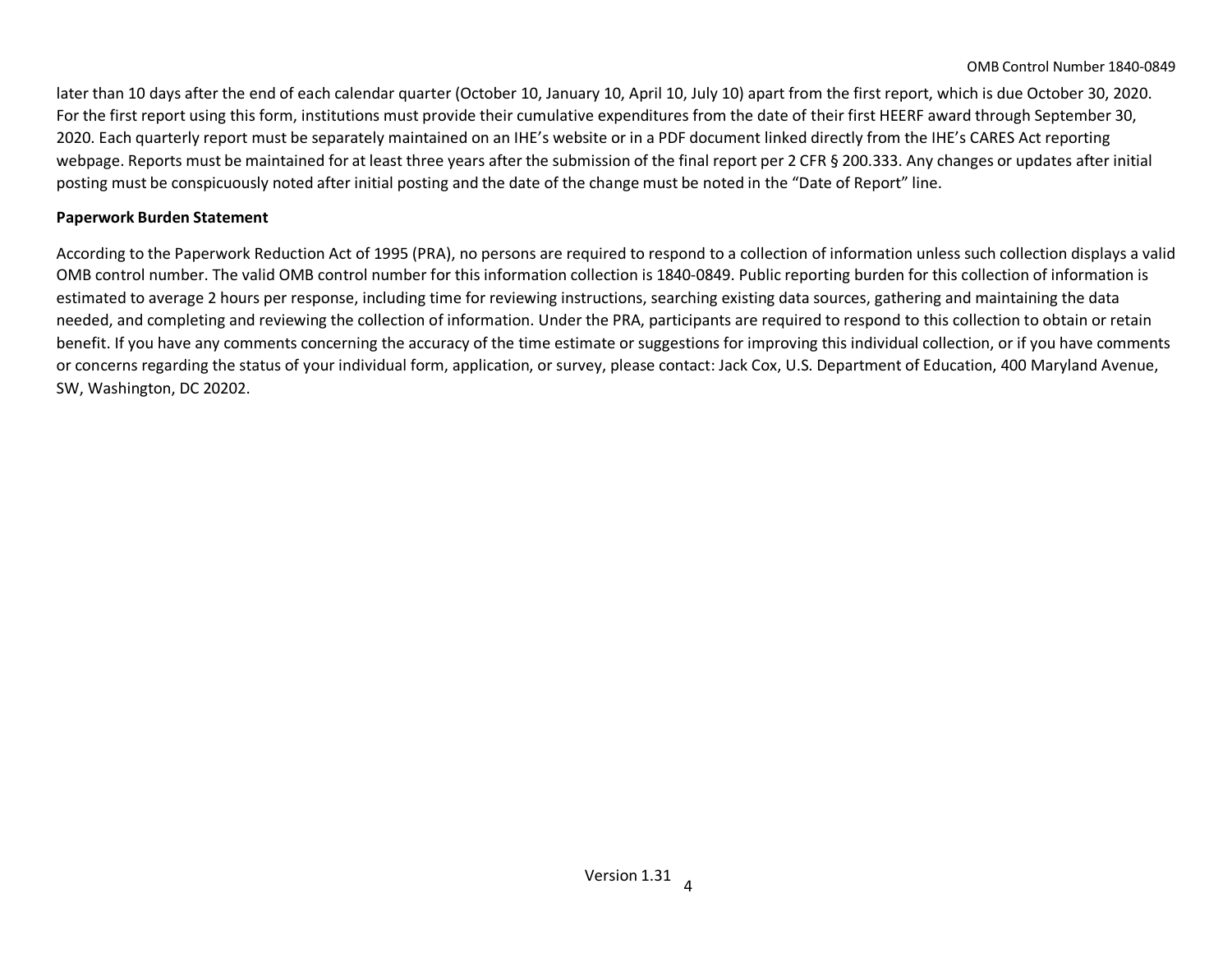later than 10 days after the end of each calendar quarter (October 10, January 10, April 10, July 10) apart from the first report, which is due October 30, 2020. For the first report using this form, institutions must provide their cumulative expenditures from the date of their first HEERF award through September 30, 2020. Each quarterly report must be separately maintained on an IHE's website or in a PDF document linked directly from the IHE's CARES Act reporting webpage. Reports must be maintained for at least three years after the submission of the final report per 2 CFR § 200.333. Any changes or updates after initial posting must be conspicuously noted after initial posting and the date of the change must be noted in the "Date of Report" line.

**Paperwork Burden Statement**

According to the Paperwork Reduction Act of 1995 (PRA), no persons are required to respond to a collection of information unless such collection displays a valid OMB control number. The valid OMB control number for this information collection is 1840-0849. Public reporting burden for this collection of information is estimated to average 2 hours per response, including time for reviewing instructions, searching existing data sources, gathering and maintaining the data needed, and completing and reviewing the collection of information. Under the PRA, participants are required to respond to this collection to obtain or retain benefit. If you have any comments concerning the accuracy of the time estimate or suggestions for improving this individual collection, or if you have comments or concerns regarding the status of your individual form, application, or survey, please contact: Jack Cox, U.S. Department of Education, 400 Maryland Avenue, SW, Washington, DC 20202.